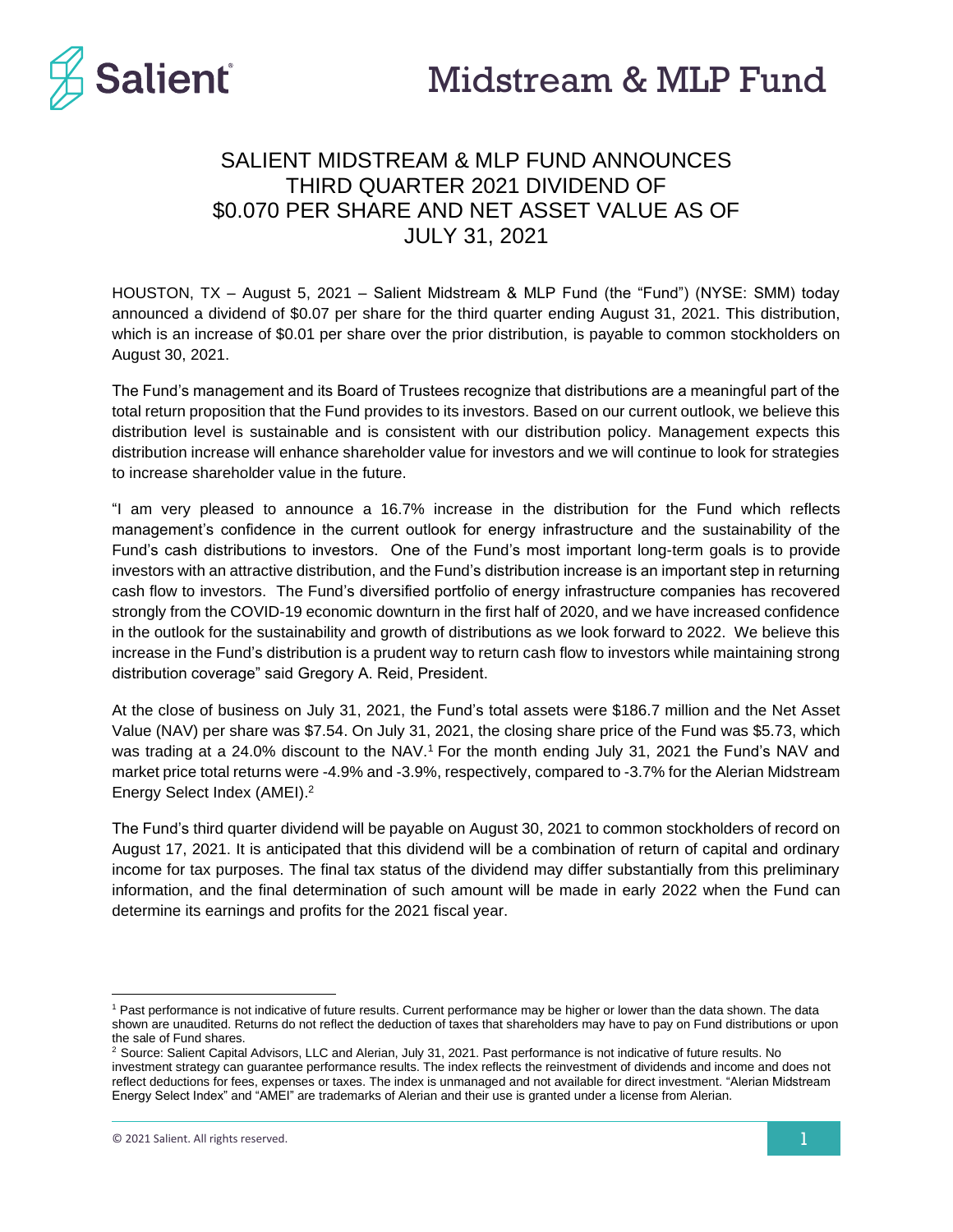# Midstream & MLP Fund

## SALIENT MIDSTREAM & MLP FUND ANNOUNCES THIRD QUARTER 2021 DIVIDEND OF $0.070 PER SHARE AND NET ASSET VALUE AS OF JULY 31, 2021

HOUSTON, TX – August 5, 2021 – Salient Midstream & MLP Fund (the "Fund") (NYSE: SMM) today announced a dividend of $0.07 per share for the third quarter ending August 31, 2021. This distribution, which is an increase of $0.01 per share over the prior distribution, is payable to common stockholders on August 30, 2021.

The Fund's management and its Board of Trustees recognize that distributions are a meaningful part of the total return proposition that the Fund provides to its investors. Based on our current outlook, we believe this distribution level is sustainable and is consistent with our distribution policy. Management expects this distribution increase will enhance shareholder value for investors and we will continue to look for strategies to increase shareholder value in the future.

"I am very pleased to announce a 16.7% increase in the distribution for the Fund which reflects management's confidence in the current outlook for energy infrastructure and the sustainability of the Fund's cash distributions to investors. One of the Fund's most important long-term goals is to provide investors with an attractive distribution, and the Fund's distribution increase is an important step in returning cash flow to investors. The Fund's diversified portfolio of energy infrastructure companies has recovered strongly from the COVID-19 economic downturn in the first half of 2020, and we have increased confidence in the outlook for the sustainability and growth of distributions as we look forward to 2022. We believe this increase in the Fund's distribution is a prudent way to return cash flow to investors while maintaining strong distribution coverage" said Gregory A. Reid, President.

At the close of business on July 31, 2021, the Fund's total assets were $186.7 million and the Net Asset Value (NAV) per share was $7.54. On July 31, 2021, the closing share price of the Fund was $5.73, which was trading at a 24.0% discount to the NAV.[1] For the month ending July 31, 2021 the Fund's NAV and market price total returns were -4.9% and -3.9%, respectively, compared to -3.7% for the Alerian Midstream Energy Select Index (AMEI).[2]

The Fund's third quarter dividend will be payable on August 30, 2021 to common stockholders of record on August 17, 2021. It is anticipated that this dividend will be a combination of return of capital and ordinary income for tax purposes. The final tax status of the dividend may differ substantially from this preliminary information, and the final determination of such amount will be made in early 2022 when the Fund can determine its earnings and profits for the 2021 fiscal year.

---

[1] Past performance is not indicative of future results. Current performance may be higher or lower than the data shown. The data shown are unaudited. Returns do not reflect the deduction of taxes that shareholders may have to pay on Fund distributions or upon the sale of Fund shares.

[2] Source: Salient Capital Advisors, LLC and Alerian, July 31, 2021. Past performance is not indicative of future results. No investment strategy can guarantee performance results. The index reflects the reinvestment of dividends and income and does not reflect deductions for fees, expenses or taxes. The index is unmanaged and not available for direct investment. "Alerian Midstream Energy Select Index" and "AMEI" are trademarks of Alerian and their use is granted under a license from Alerian.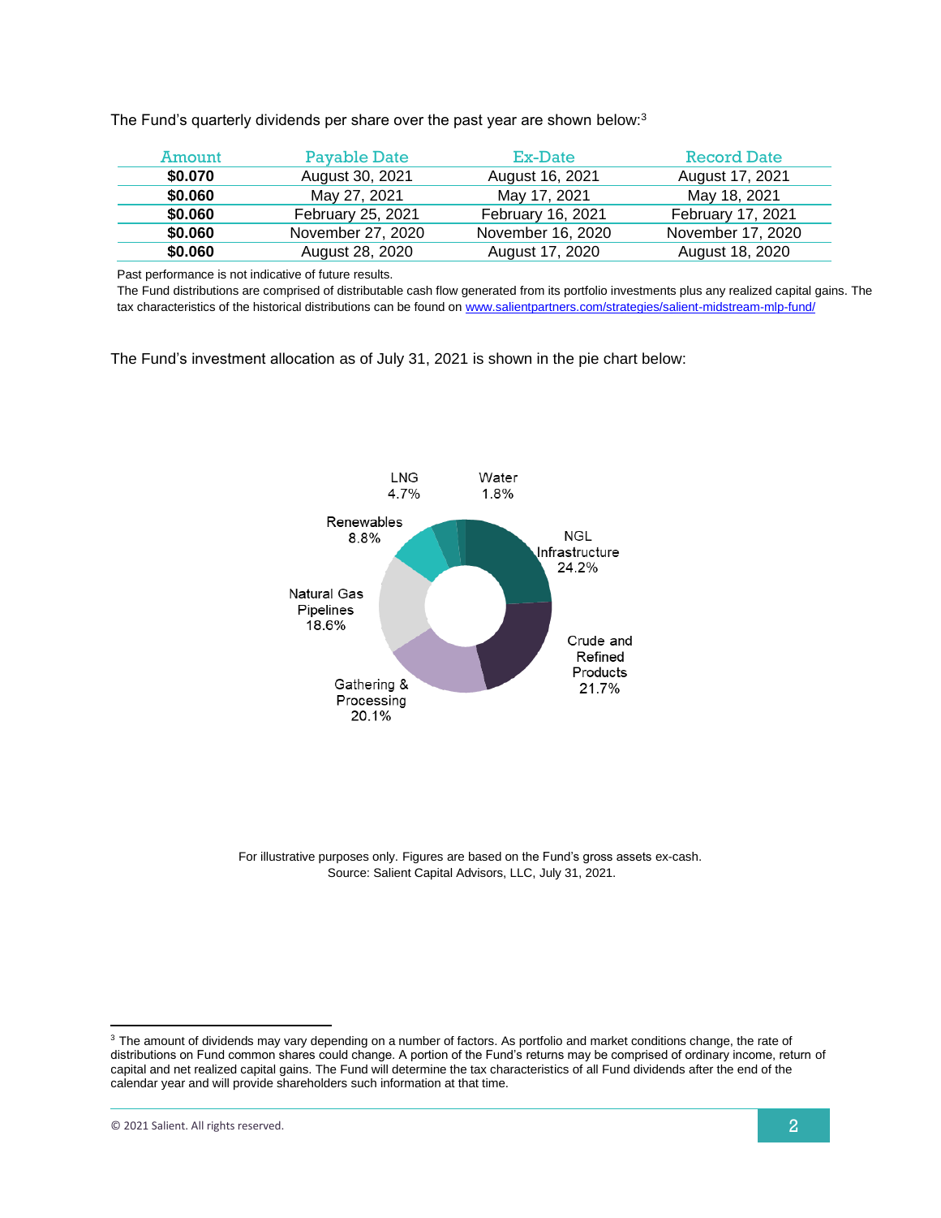The Fund's quarterly dividends per share over the past year are shown below:[3]

| Amount | Payable Date | Ex-Date | Record Date |
|---|---|---|---|
| **$0.070** | August 30, 2021 | August 16, 2021 | August 17, 2021 |
| **$0.060** | May 27, 2021 | May 17, 2021 | May 18, 2021 |
| **$0.060** | February 25, 2021 | February 16, 2021 | February 17, 2021 |
| **$0.060** | November 27, 2020 | November 16, 2020 | November 17, 2020 |
| **$0.060** | August 28, 2020 | August 17, 2020 | August 18, 2020 |

Past performance is not indicative of future results.

The Fund distributions are comprised of distributable cash flow generated from its portfolio investments plus any realized capital gains. The tax characteristics of the historical distributions can be found on www.salientpartners.com/strategies/salient-midstream-mlp-fund/

The Fund's investment allocation as of July 31, 2021 is shown in the pie chart below:

- NGL Infrastructure 24.2%
- Crude and Refined Products 21.7%
- Gathering & Processing 20.1%
- Natural Gas Pipelines 18.6%
- Renewables 8.8%
- LNG 4.7%
- Water 1.8%

For illustrative purposes only. Figures are based on the Fund's gross assets ex-cash.
Source: Salient Capital Advisors, LLC, July 31, 2021.

[3] The amount of dividends may vary depending on a number of factors. As portfolio and market conditions change, the rate of distributions on Fund common shares could change. A portion of the Fund's returns may be comprised of ordinary income, return of capital and net realized capital gains. The Fund will determine the tax characteristics of all Fund dividends after the end of the calendar year and will provide shareholders such information at that time.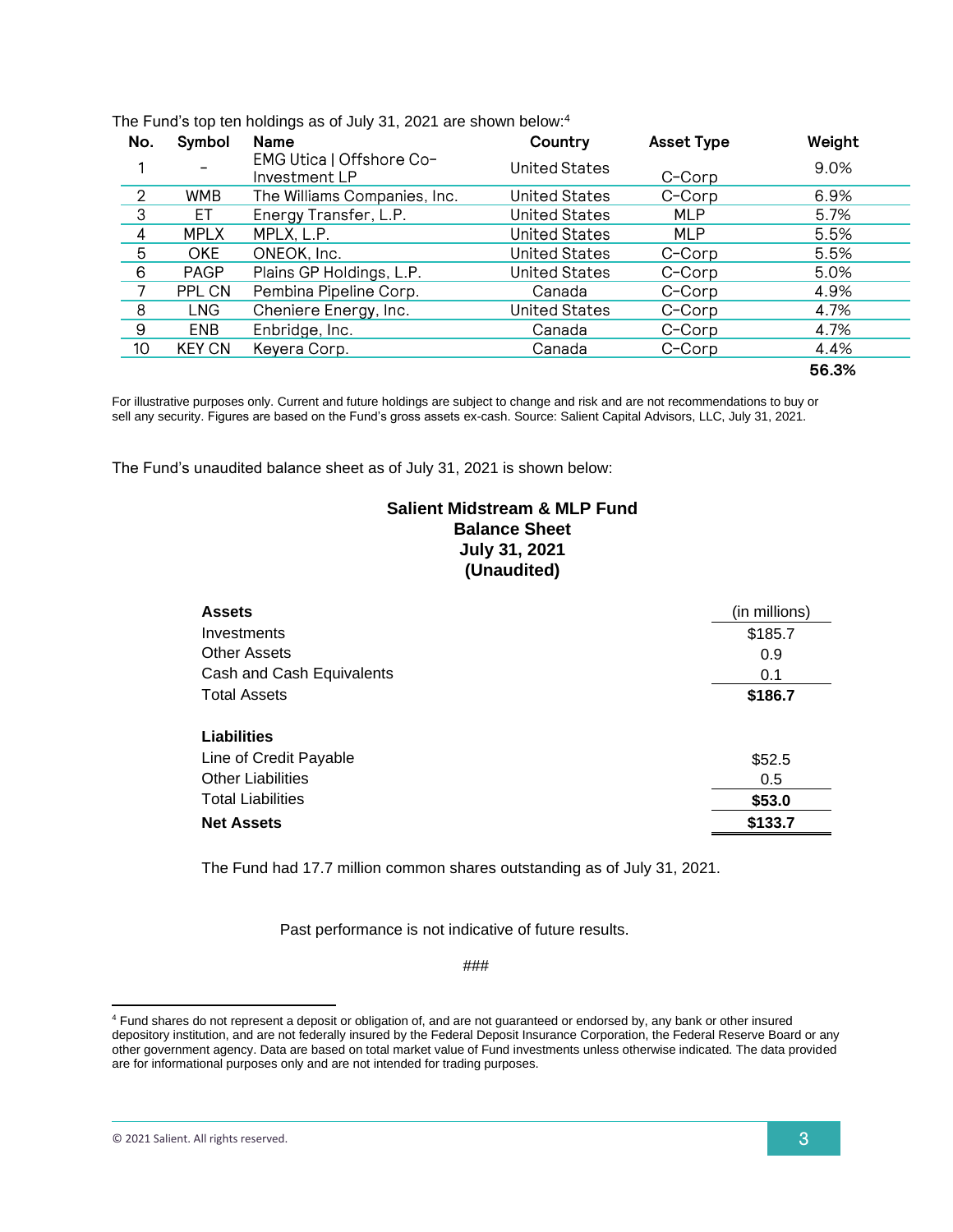The Fund's top ten holdings as of July 31, 2021 are shown below:[4]

| No. | Symbol | Name | Country | Asset Type | Weight |
|---|---|---|---|---|---|
| 1 | – | EMG Utica \| Offshore Co-Investment LP | United States | C-Corp | 9.0% |
| 2 | WMB | The Williams Companies, Inc. | United States | C-Corp | 6.9% |
| 3 | ET | Energy Transfer, L.P. | United States | MLP | 5.7% |
| 4 | MPLX | MPLX, L.P. | United States | MLP | 5.5% |
| 5 | OKE | ONEOK, Inc. | United States | C-Corp | 5.5% |
| 6 | PAGP | Plains GP Holdings, L.P. | United States | C-Corp | 5.0% |
| 7 | PPL CN | Pembina Pipeline Corp. | Canada | C-Corp | 4.9% |
| 8 | LNG | Cheniere Energy, Inc. | United States | C-Corp | 4.7% |
| 9 | ENB | Enbridge, Inc. | Canada | C-Corp | 4.7% |
| 10 | KEY CN | Keyera Corp. | Canada | C-Corp | 4.4% |
| | | | | | **56.3%** |

For illustrative purposes only. Current and future holdings are subject to change and risk and are not recommendations to buy or sell any security. Figures are based on the Fund's gross assets ex-cash. Source: Salient Capital Advisors, LLC, July 31, 2021.

The Fund's unaudited balance sheet as of July 31, 2021 is shown below:

**Salient Midstream & MLP Fund**
**Balance Sheet**
**July 31, 2021**
**(Unaudited)**

| **Assets** | (in millions) |
|---|---|
| Investments | $185.7 |
| Other Assets | 0.9 |
| Cash and Cash Equivalents | 0.1 |
| Total Assets | **$186.7** |
| | |
| **Liabilities** | |
| Line of Credit Payable | $52.5 |
| Other Liabilities | 0.5 |
| Total Liabilities | **$53.0** |
| **Net Assets** | **$133.7** |

The Fund had 17.7 million common shares outstanding as of July 31, 2021.

Past performance is not indicative of future results.

###

[4] Fund shares do not represent a deposit or obligation of, and are not guaranteed or endorsed by, any bank or other insured depository institution, and are not federally insured by the Federal Deposit Insurance Corporation, the Federal Reserve Board or any other government agency. Data are based on total market value of Fund investments unless otherwise indicated. The data provided are for informational purposes only and are not intended for trading purposes.

© 2021 Salient. All rights reserved.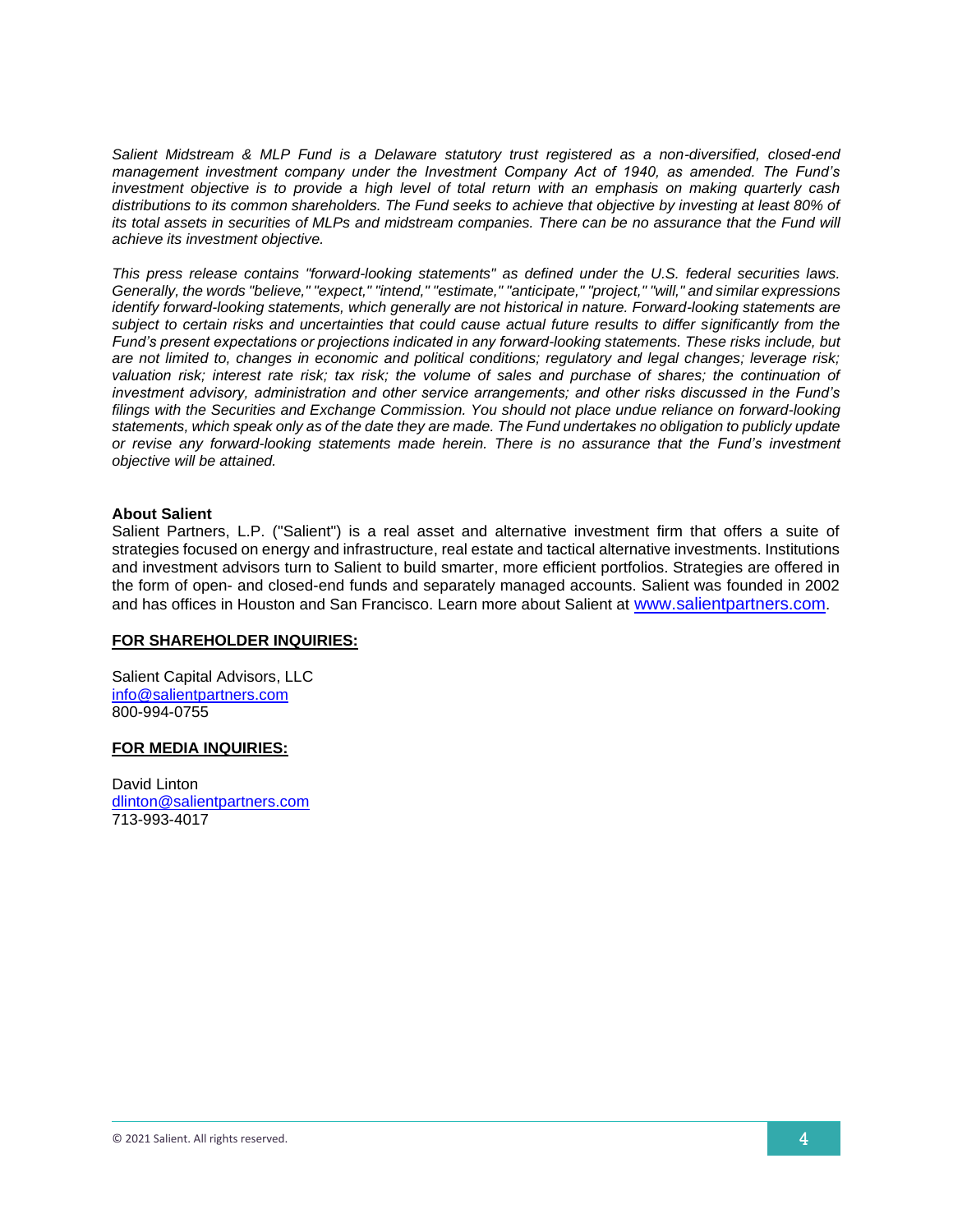*Salient Midstream & MLP Fund is a Delaware statutory trust registered as a non-diversified, closed-end management investment company under the Investment Company Act of 1940, as amended. The Fund's investment objective is to provide a high level of total return with an emphasis on making quarterly cash distributions to its common shareholders. The Fund seeks to achieve that objective by investing at least 80% of its total assets in securities of MLPs and midstream companies. There can be no assurance that the Fund will achieve its investment objective.*

*This press release contains "forward-looking statements" as defined under the U.S. federal securities laws. Generally, the words "believe," "expect," "intend," "estimate," "anticipate," "project," "will," and similar expressions identify forward-looking statements, which generally are not historical in nature. Forward-looking statements are subject to certain risks and uncertainties that could cause actual future results to differ significantly from the Fund's present expectations or projections indicated in any forward-looking statements. These risks include, but are not limited to, changes in economic and political conditions; regulatory and legal changes; leverage risk; valuation risk; interest rate risk; tax risk; the volume of sales and purchase of shares; the continuation of investment advisory, administration and other service arrangements; and other risks discussed in the Fund's filings with the Securities and Exchange Commission. You should not place undue reliance on forward-looking statements, which speak only as of the date they are made. The Fund undertakes no obligation to publicly update or revise any forward-looking statements made herein. There is no assurance that the Fund's investment objective will be attained.*

**About Salient**

Salient Partners, L.P. ("Salient") is a real asset and alternative investment firm that offers a suite of strategies focused on energy and infrastructure, real estate and tactical alternative investments. Institutions and investment advisors turn to Salient to build smarter, more efficient portfolios. Strategies are offered in the form of open- and closed-end funds and separately managed accounts. Salient was founded in 2002 and has offices in Houston and San Francisco. Learn more about Salient at www.salientpartners.com.

**FOR SHAREHOLDER INQUIRIES:**

Salient Capital Advisors, LLC
info@salientpartners.com
800-994-0755

**FOR MEDIA INQUIRIES:**

David Linton
dlinton@salientpartners.com
713-993-4017

© 2021 Salient. All rights reserved.